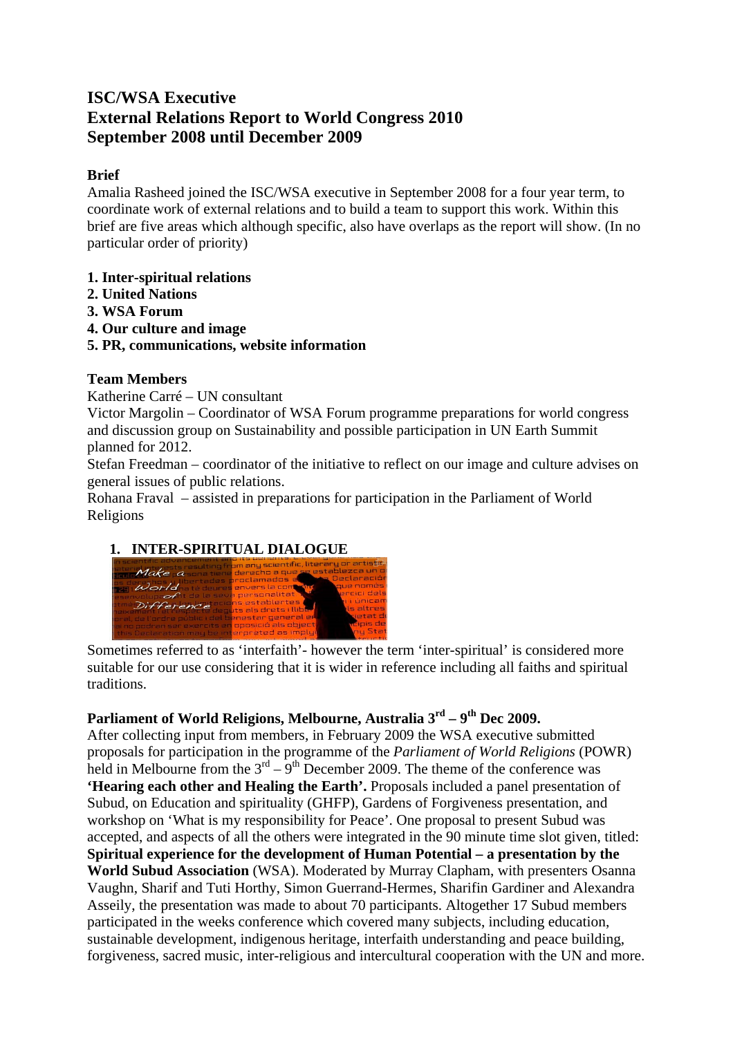# ISC/WSA Executive
# External Relations Report to World Congress 2010
# September 2008 until December 2009

**Brief**

Amalia Rasheed joined the ISC/WSA executive in September 2008 for a four year term, to coordinate work of external relations and to build a team to support this work. Within this brief are five areas which although specific, also have overlaps as the report will show. (In no particular order of priority)

**1. Inter-spiritual relations**
**2. United Nations**
**3. WSA Forum**
**4. Our culture and image**
**5. PR, communications, website information**

**Team Members**

Katherine Carré – UN consultant

Victor Margolin – Coordinator of WSA Forum programme preparations for world congress and discussion group on Sustainability and possible participation in UN Earth Summit planned for 2012.

Stefan Freedman – coordinator of the initiative to reflect on our image and culture advises on general issues of public relations.

Rohana Fraval – assisted in preparations for participation in the Parliament of World Religions

## 1. INTER-SPIRITUAL DIALOGUE

Sometimes referred to as 'interfaith'- however the term 'inter-spiritual' is considered more suitable for our use considering that it is wider in reference including all faiths and spiritual traditions.

**Parliament of World Religions, Melbourne, Australia 3rd – 9th Dec 2009.**

After collecting input from members, in February 2009 the WSA executive submitted proposals for participation in the programme of the *Parliament of World Religions* (POWR) held in Melbourne from the 3rd – 9th December 2009. The theme of the conference was **'Hearing each other and Healing the Earth'.** Proposals included a panel presentation of Subud, on Education and spirituality (GHFP), Gardens of Forgiveness presentation, and workshop on 'What is my responsibility for Peace'. One proposal to present Subud was accepted, and aspects of all the others were integrated in the 90 minute time slot given, titled: **Spiritual experience for the development of Human Potential – a presentation by the World Subud Association** (WSA). Moderated by Murray Clapham, with presenters Osanna Vaughn, Sharif and Tuti Horthy, Simon Guerrand-Hermes, Sharifin Gardiner and Alexandra Asseily, the presentation was made to about 70 participants. Altogether 17 Subud members participated in the weeks conference which covered many subjects, including education, sustainable development, indigenous heritage, interfaith understanding and peace building, forgiveness, sacred music, inter-religious and intercultural cooperation with the UN and more.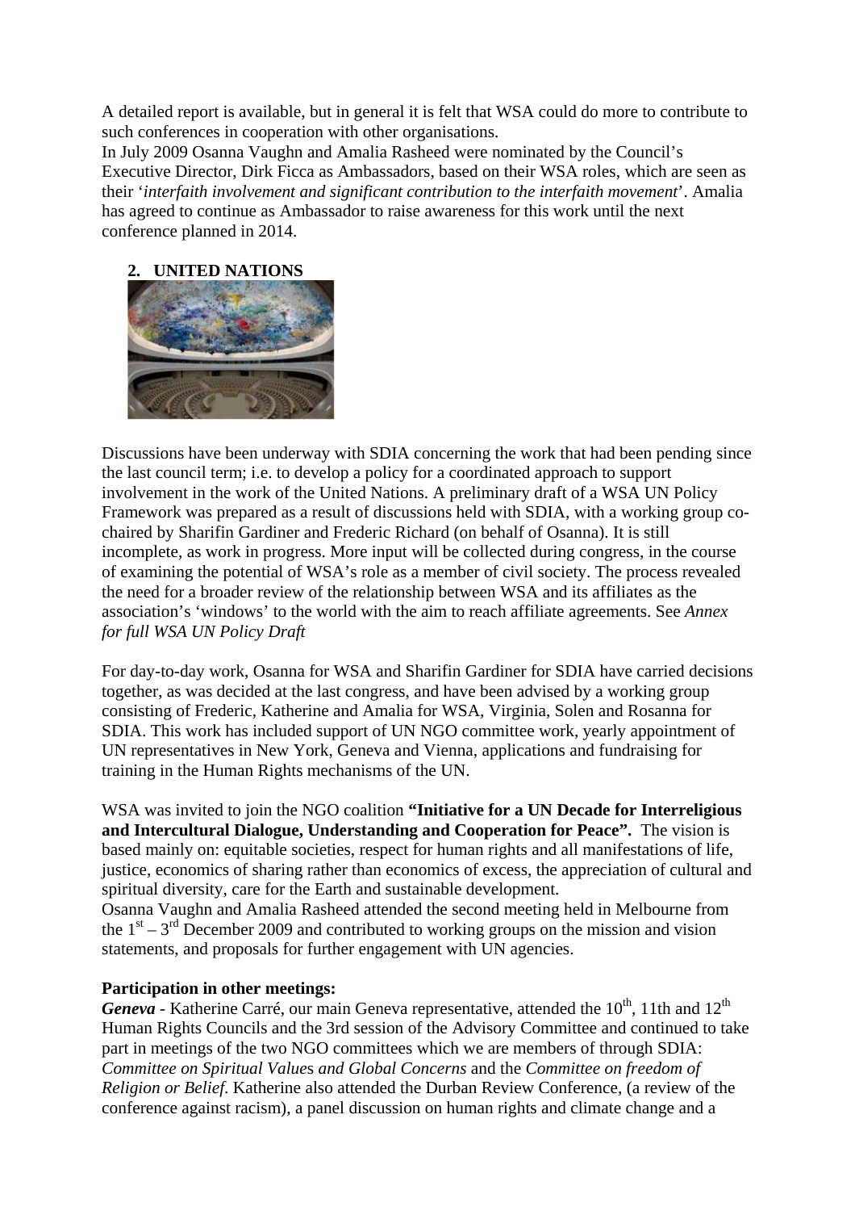A detailed report is available, but in general it is felt that WSA could do more to contribute to such conferences in cooperation with other organisations.
In July 2009 Osanna Vaughn and Amalia Rasheed were nominated by the Council's Executive Director, Dirk Ficca as Ambassadors, based on their WSA roles, which are seen as their '*interfaith involvement and significant contribution to the interfaith movement*'. Amalia has agreed to continue as Ambassador to raise awareness for this work until the next conference planned in 2014.

## 2. UNITED NATIONS

Discussions have been underway with SDIA concerning the work that had been pending since the last council term; i.e. to develop a policy for a coordinated approach to support involvement in the work of the United Nations. A preliminary draft of a WSA UN Policy Framework was prepared as a result of discussions held with SDIA, with a working group co-chaired by Sharifin Gardiner and Frederic Richard (on behalf of Osanna). It is still incomplete, as work in progress. More input will be collected during congress, in the course of examining the potential of WSA's role as a member of civil society. The process revealed the need for a broader review of the relationship between WSA and its affiliates as the association's 'windows' to the world with the aim to reach affiliate agreements. See *Annex for full WSA UN Policy Draft*

For day-to-day work, Osanna for WSA and Sharifin Gardiner for SDIA have carried decisions together, as was decided at the last congress, and have been advised by a working group consisting of Frederic, Katherine and Amalia for WSA, Virginia, Solen and Rosanna for SDIA. This work has included support of UN NGO committee work, yearly appointment of UN representatives in New York, Geneva and Vienna, applications and fundraising for training in the Human Rights mechanisms of the UN.

WSA was invited to join the NGO coalition **"Initiative for a UN Decade for Interreligious and Intercultural Dialogue, Understanding and Cooperation for Peace".** The vision is based mainly on: equitable societies, respect for human rights and all manifestations of life, justice, economics of sharing rather than economics of excess, the appreciation of cultural and spiritual diversity, care for the Earth and sustainable development.
Osanna Vaughn and Amalia Rasheed attended the second meeting held in Melbourne from the 1st – 3rd December 2009 and contributed to working groups on the mission and vision statements, and proposals for further engagement with UN agencies.

**Participation in other meetings:**
***Geneva*** - Katherine Carré, our main Geneva representative, attended the 10th, 11th and 12th Human Rights Councils and the 3rd session of the Advisory Committee and continued to take part in meetings of the two NGO committees which we are members of through SDIA: *Committee on Spiritual Values and Global Concerns* and the *Committee on freedom of Religion or Belief*. Katherine also attended the Durban Review Conference, (a review of the conference against racism), a panel discussion on human rights and climate change and a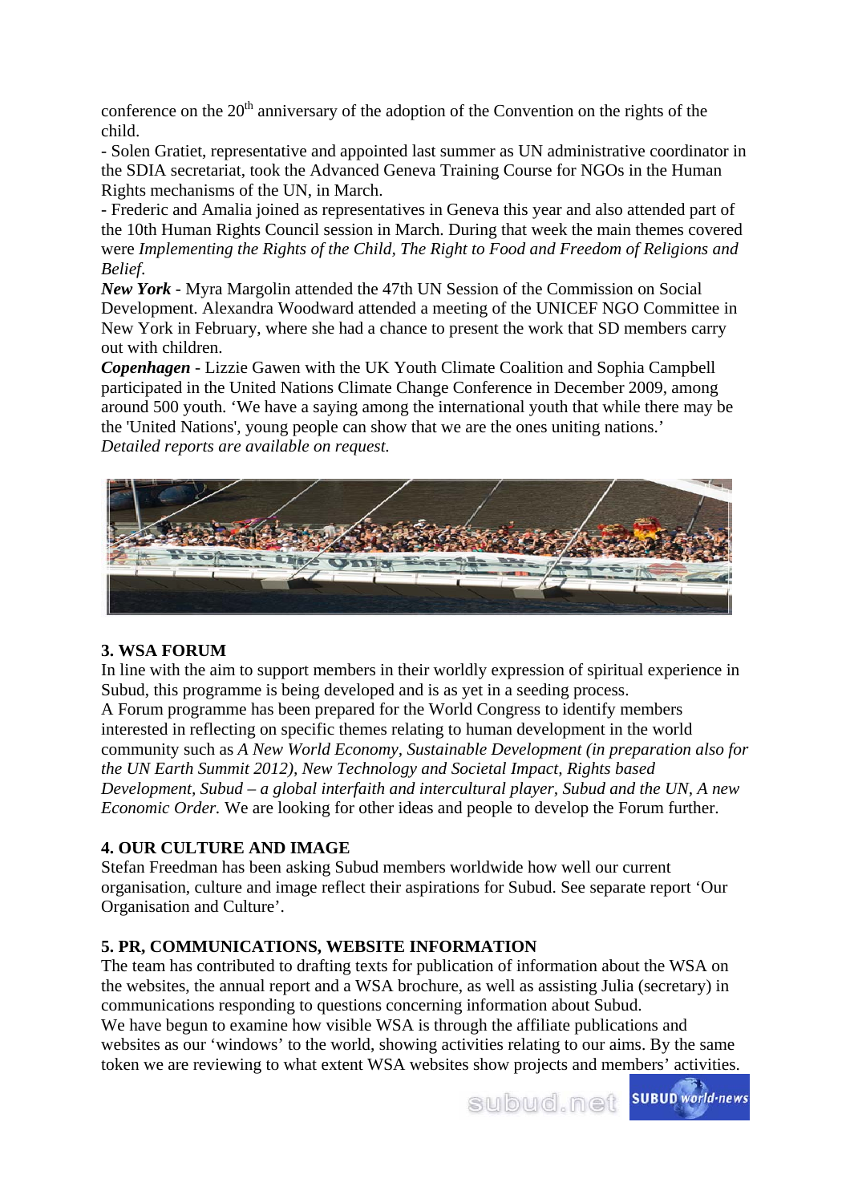conference on the 20th anniversary of the adoption of the Convention on the rights of the child.

- Solen Gratiet, representative and appointed last summer as UN administrative coordinator in the SDIA secretariat, took the Advanced Geneva Training Course for NGOs in the Human Rights mechanisms of the UN, in March.
- Frederic and Amalia joined as representatives in Geneva this year and also attended part of the 10th Human Rights Council session in March. During that week the main themes covered were *Implementing the Rights of the Child, The Right to Food and Freedom of Religions and Belief*.

***New York*** - Myra Margolin attended the 47th UN Session of the Commission on Social Development. Alexandra Woodward attended a meeting of the UNICEF NGO Committee in New York in February, where she had a chance to present the work that SD members carry out with children.

***Copenhagen*** - Lizzie Gawen with the UK Youth Climate Coalition and Sophia Campbell participated in the United Nations Climate Change Conference in December 2009, among around 500 youth. 'We have a saying among the international youth that while there may be the 'United Nations', young people can show that we are the ones uniting nations.'

*Detailed reports are available on request.*

### 3. WSA FORUM

In line with the aim to support members in their worldly expression of spiritual experience in Subud, this programme is being developed and is as yet in a seeding process.

A Forum programme has been prepared for the World Congress to identify members interested in reflecting on specific themes relating to human development in the world community such as *A New World Economy, Sustainable Development (in preparation also for the UN Earth Summit 2012), New Technology and Societal Impact, Rights based Development, Subud – a global interfaith and intercultural player, Subud and the UN, A new Economic Order.* We are looking for other ideas and people to develop the Forum further.

### 4. OUR CULTURE AND IMAGE

Stefan Freedman has been asking Subud members worldwide how well our current organisation, culture and image reflect their aspirations for Subud. See separate report 'Our Organisation and Culture'.

### 5. PR, COMMUNICATIONS, WEBSITE INFORMATION

The team has contributed to drafting texts for publication of information about the WSA on the websites, the annual report and a WSA brochure, as well as assisting Julia (secretary) in communications responding to questions concerning information about Subud.

We have begun to examine how visible WSA is through the affiliate publications and websites as our 'windows' to the world, showing activities relating to our aims. By the same token we are reviewing to what extent WSA websites show projects and members' activities.